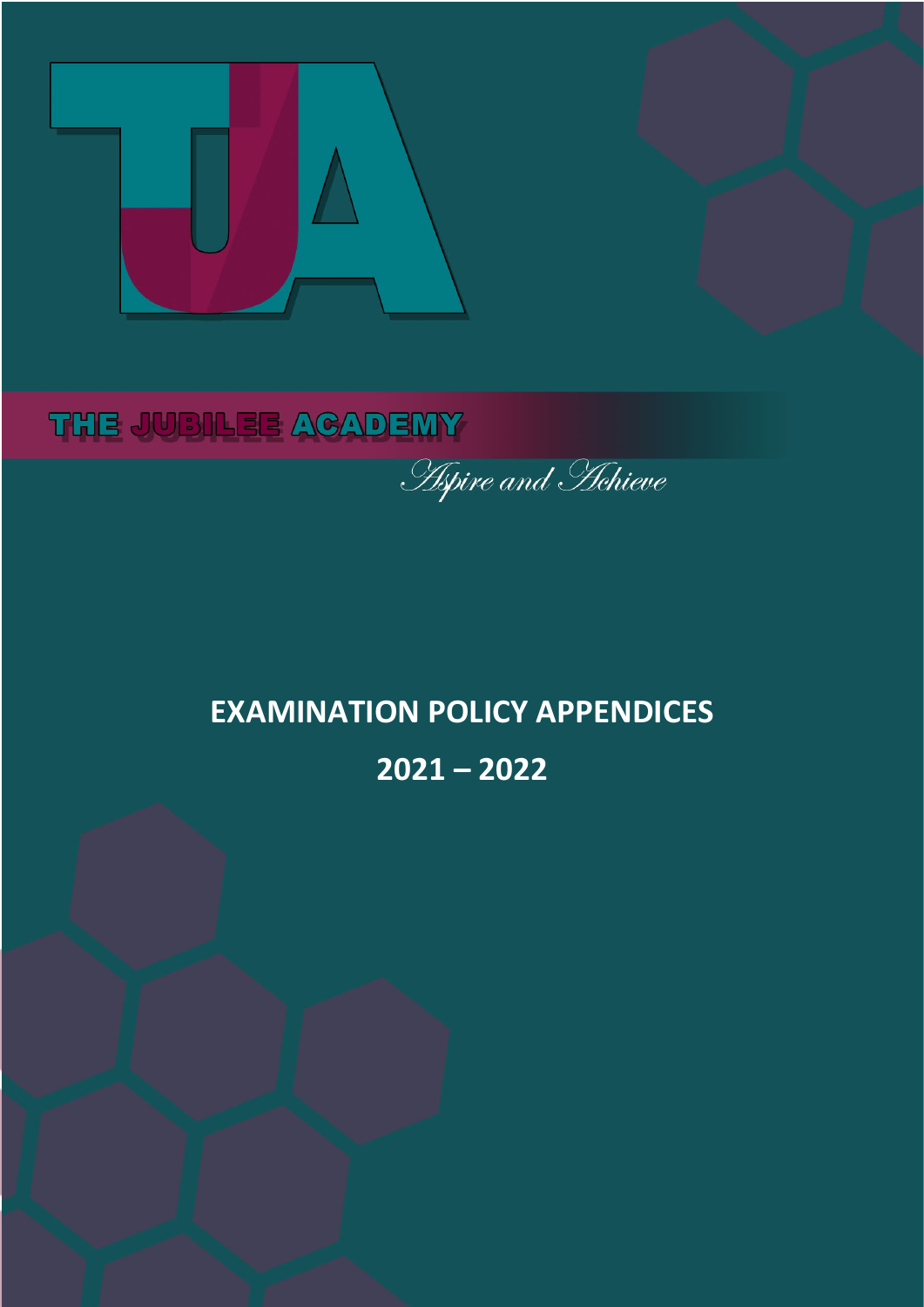THE JUBILEE ACADEMY

*Aspire and Achieve*

# EXAMINATION POLICY APPENDICES

## 2021 – 2022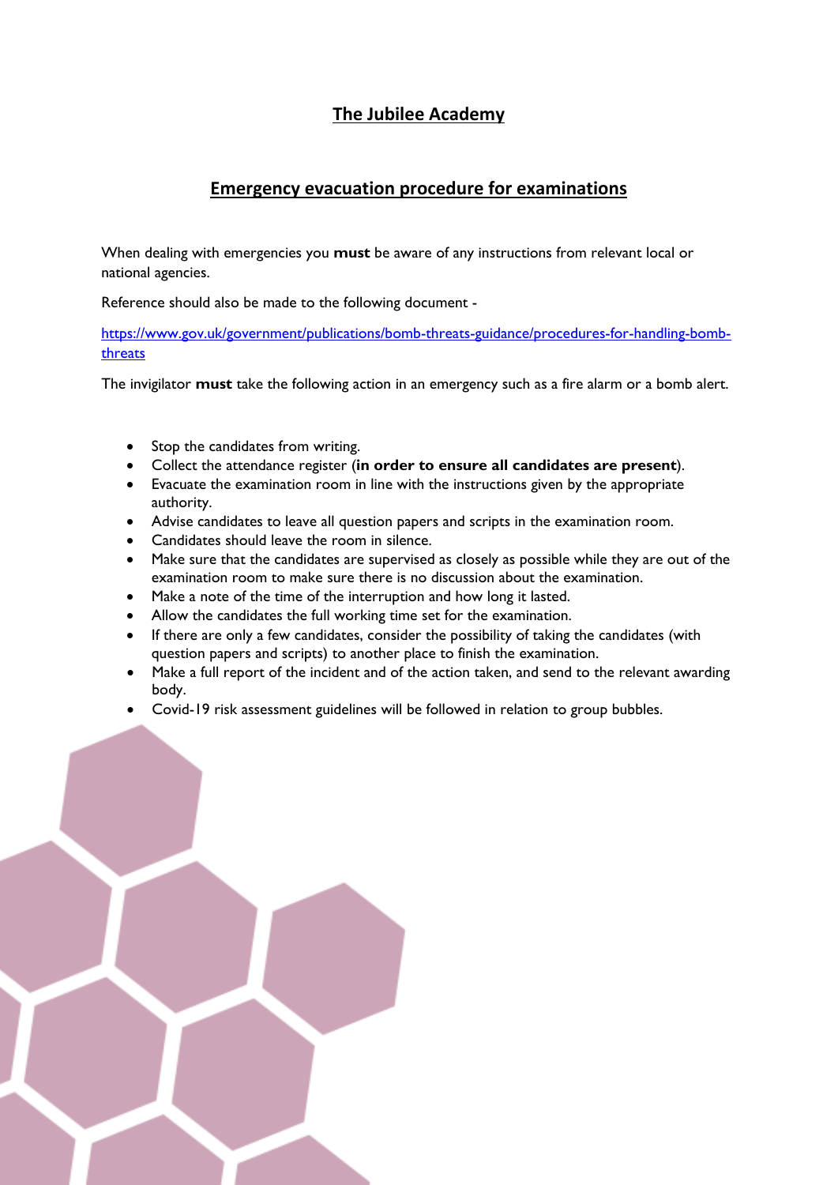# The Jubilee Academy

## Emergency evacuation procedure for examinations

When dealing with emergencies you **must** be aware of any instructions from relevant local or national agencies.

Reference should also be made to the following document -

[https://www.gov.uk/government/publications/bomb-threats-guidance/procedures-for-handling-bomb-threats](https://www.gov.uk/government/publications/bomb-threats-guidance/procedures-for-handling-bomb-threats)

The invigilator **must** take the following action in an emergency such as a fire alarm or a bomb alert.

- Stop the candidates from writing.
- Collect the attendance register (**in order to ensure all candidates are present**).
- Evacuate the examination room in line with the instructions given by the appropriate authority.
- Advise candidates to leave all question papers and scripts in the examination room.
- Candidates should leave the room in silence.
- Make sure that the candidates are supervised as closely as possible while they are out of the examination room to make sure there is no discussion about the examination.
- Make a note of the time of the interruption and how long it lasted.
- Allow the candidates the full working time set for the examination.
- If there are only a few candidates, consider the possibility of taking the candidates (with question papers and scripts) to another place to finish the examination.
- Make a full report of the incident and of the action taken, and send to the relevant awarding body.
- Covid-19 risk assessment guidelines will be followed in relation to group bubbles.